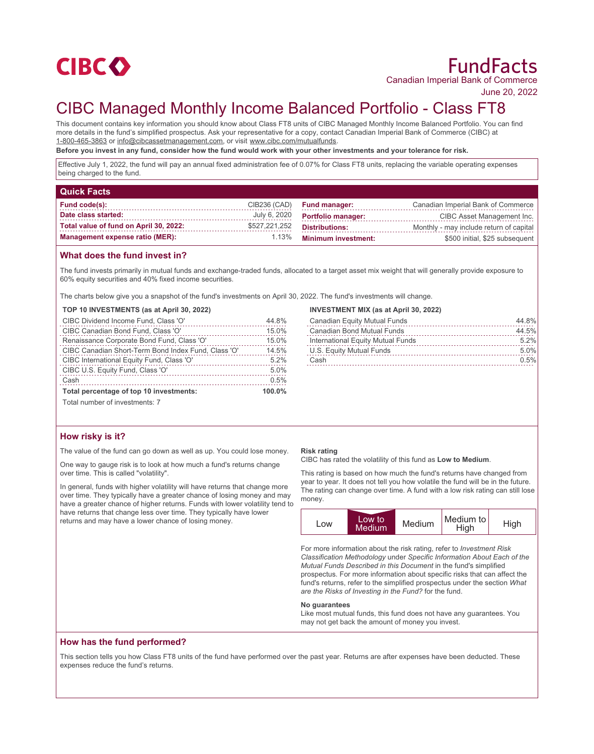CIBC

# FundFacts

Canadian Imperial Bank of Commerce

June 20, 2022

# CIBC Managed Monthly Income Balanced Portfolio - Class FT8

This document contains key information you should know about Class FT8 units of CIBC Managed Monthly Income Balanced Portfolio. You can find more details in the fund's simplified prospectus. Ask your representative for a copy, contact Canadian Imperial Bank of Commerce (CIBC) at 1-800-465-3863 or info@cibcassetmanagement.com, or visit www.cibc.com/mutualfunds.

**Before you invest in any fund, consider how the fund would work with your other investments and your tolerance for risk.**

Effective July 1, 2022, the fund will pay an annual fixed administration fee of 0.07% for Class FT8 units, replacing the variable operating expenses being charged to the fund.

## Quick Facts

| | | | |
|---|---|---|---|
| **Fund code(s):** | CIB236 (CAD) | **Fund manager:** | Canadian Imperial Bank of Commerce |
| **Date class started:** | July 6, 2020 | **Portfolio manager:** | CIBC Asset Management Inc. |
| **Total value of fund on April 30, 2022:** | $527,221,252 | **Distributions:** | Monthly - may include return of capital |
| **Management expense ratio (MER):** | 1.13% | **Minimum investment:** | $500 initial, $25 subsequent |

## What does the fund invest in?

The fund invests primarily in mutual funds and exchange-traded funds, allocated to a target asset mix weight that will generally provide exposure to 60% equity securities and 40% fixed income securities.

The charts below give you a snapshot of the fund's investments on April 30, 2022. The fund's investments will change.

**TOP 10 INVESTMENTS (as at April 30, 2022)**

| | |
|---|---|
| CIBC Dividend Income Fund, Class 'O' | 44.8% |
| CIBC Canadian Bond Fund, Class 'O' | 15.0% |
| Renaissance Corporate Bond Fund, Class 'O' | 15.0% |
| CIBC Canadian Short-Term Bond Index Fund, Class 'O' | 14.5% |
| CIBC International Equity Fund, Class 'O' | 5.2% |
| CIBC U.S. Equity Fund, Class 'O' | 5.0% |
| Cash | 0.5% |
| **Total percentage of top 10 investments:** | **100.0%** |

Total number of investments: 7

**INVESTMENT MIX (as at April 30, 2022)**

| | |
|---|---|
| Canadian Equity Mutual Funds | 44.8% |
| Canadian Bond Mutual Funds | 44.5% |
| International Equity Mutual Funds | 5.2% |
| U.S. Equity Mutual Funds | 5.0% |
| Cash | 0.5% |

## How risky is it?

The value of the fund can go down as well as up. You could lose money.

One way to gauge risk is to look at how much a fund's returns change over time. This is called "volatility".

In general, funds with higher volatility will have returns that change more over time. They typically have a greater chance of losing money and may have a greater chance of higher returns. Funds with lower volatility tend to have returns that change less over time. They typically have lower returns and may have a lower chance of losing money.

**Risk rating**

CIBC has rated the volatility of this fund as **Low to Medium**.

This rating is based on how much the fund's returns have changed from year to year. It does not tell you how volatile the fund will be in the future. The rating can change over time. A fund with a low risk rating can still lose money.

| Low | **Low to Medium** | Medium | Medium to High | High |
|---|---|---|---|---|

For more information about the risk rating, refer to *Investment Risk Classification Methodology* under *Specific Information About Each of the Mutual Funds Described in this Document* in the fund's simplified prospectus. For more information about specific risks that can affect the fund's returns, refer to the simplified prospectus under the section *What are the Risks of Investing in the Fund?* for the fund.

**No guarantees**

Like most mutual funds, this fund does not have any guarantees. You may not get back the amount of money you invest.

## How has the fund performed?

This section tells you how Class FT8 units of the fund have performed over the past year. Returns are after expenses have been deducted. These expenses reduce the fund's returns.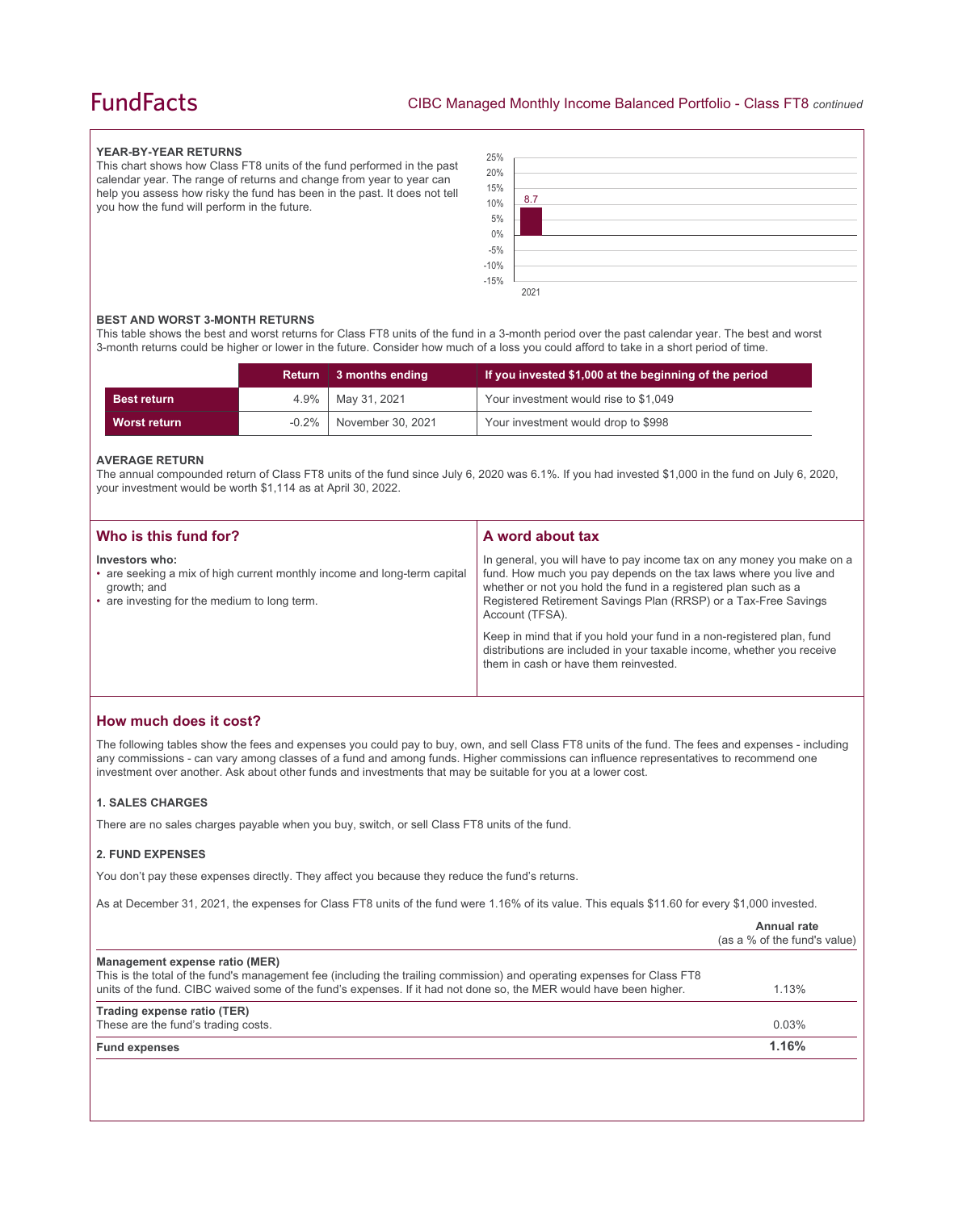### YEAR-BY-YEAR RETURNS

This chart shows how Class FT8 units of the fund performed in the past calendar year. The range of returns and change from year to year can help you assess how risky the fund has been in the past. It does not tell you how the fund will perform in the future.

| Year | Return (%) |
|---|---|
| 2021 | 8.7 |

### BEST AND WORST 3-MONTH RETURNS

This table shows the best and worst returns for Class FT8 units of the fund in a 3-month period over the past calendar year. The best and worst 3-month returns could be higher or lower in the future. Consider how much of a loss you could afford to take in a short period of time.

| | Return | 3 months ending | If you invested $1,000 at the beginning of the period |
|---|---|---|---|
| **Best return** | 4.9% | May 31, 2021 | Your investment would rise to $1,049 |
| **Worst return** | -0.2% | November 30, 2021 | Your investment would drop to $998 |

### AVERAGE RETURN

The annual compounded return of Class FT8 units of the fund since July 6, 2020 was 6.1%. If you had invested $1,000 in the fund on July 6, 2020, your investment would be worth $1,114 as at April 30, 2022.

## Who is this fund for?

**Investors who:**

- are seeking a mix of high current monthly income and long-term capital growth; and
- are investing for the medium to long term.

## A word about tax

In general, you will have to pay income tax on any money you make on a fund. How much you pay depends on the tax laws where you live and whether or not you hold the fund in a registered plan such as a Registered Retirement Savings Plan (RRSP) or a Tax-Free Savings Account (TFSA).

Keep in mind that if you hold your fund in a non-registered plan, fund distributions are included in your taxable income, whether you receive them in cash or have them reinvested.

## How much does it cost?

The following tables show the fees and expenses you could pay to buy, own, and sell Class FT8 units of the fund. The fees and expenses - including any commissions - can vary among classes of a fund and among funds. Higher commissions can influence representatives to recommend one investment over another. Ask about other funds and investments that may be suitable for you at a lower cost.

### 1. SALES CHARGES

There are no sales charges payable when you buy, switch, or sell Class FT8 units of the fund.

### 2. FUND EXPENSES

You don't pay these expenses directly. They affect you because they reduce the fund's returns.

As at December 31, 2021, the expenses for Class FT8 units of the fund were 1.16% of its value. This equals $11.60 for every $1,000 invested.

| | Annual rate (as a % of the fund's value) |
|---|---|
| **Management expense ratio (MER)**<br>This is the total of the fund's management fee (including the trailing commission) and operating expenses for Class FT8 units of the fund. CIBC waived some of the fund's expenses. If it had not done so, the MER would have been higher. | 1.13% |
| **Trading expense ratio (TER)**<br>These are the fund's trading costs. | 0.03% |
| **Fund expenses** | **1.16%** |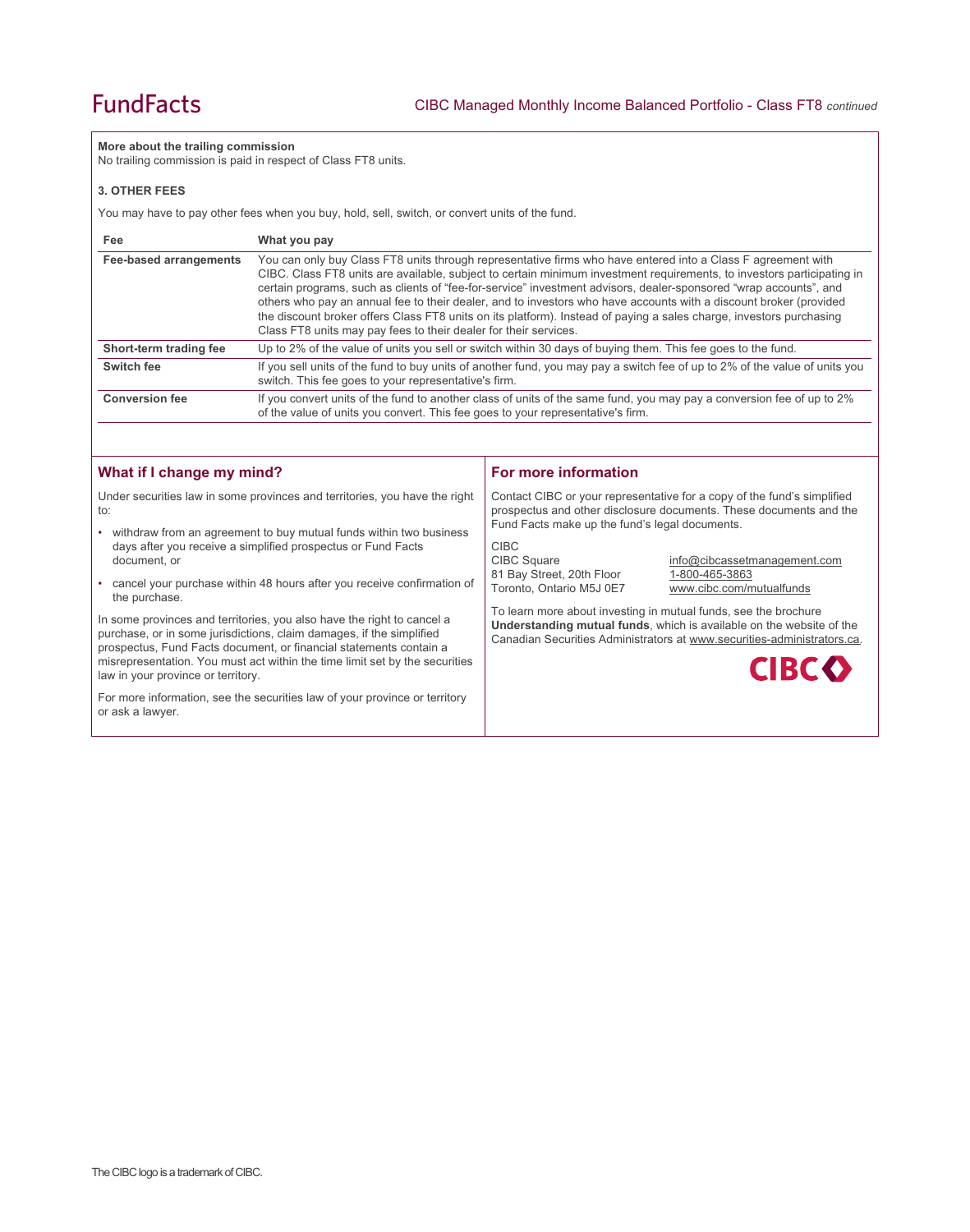**More about the trailing commission**
No trailing commission is paid in respect of Class FT8 units.

**3. OTHER FEES**

You may have to pay other fees when you buy, hold, sell, switch, or convert units of the fund.

| Fee | What you pay |
|---|---|
| **Fee-based arrangements** | You can only buy Class FT8 units through representative firms who have entered into a Class F agreement with CIBC. Class FT8 units are available, subject to certain minimum investment requirements, to investors participating in certain programs, such as clients of "fee-for-service" investment advisors, dealer-sponsored "wrap accounts", and others who pay an annual fee to their dealer, and to investors who have accounts with a discount broker (provided the discount broker offers Class FT8 units on its platform). Instead of paying a sales charge, investors purchasing Class FT8 units may pay fees to their dealer for their services. |
| **Short-term trading fee** | Up to 2% of the value of units you sell or switch within 30 days of buying them. This fee goes to the fund. |
| **Switch fee** | If you sell units of the fund to buy units of another fund, you may pay a switch fee of up to 2% of the value of units you switch. This fee goes to your representative's firm. |
| **Conversion fee** | If you convert units of the fund to another class of units of the same fund, you may pay a conversion fee of up to 2% of the value of units you convert. This fee goes to your representative's firm. |

## What if I change my mind?

Under securities law in some provinces and territories, you have the right to:

- withdraw from an agreement to buy mutual funds within two business days after you receive a simplified prospectus or Fund Facts document, or
- cancel your purchase within 48 hours after you receive confirmation of the purchase.

In some provinces and territories, you also have the right to cancel a purchase, or in some jurisdictions, claim damages, if the simplified prospectus, Fund Facts document, or financial statements contain a misrepresentation. You must act within the time limit set by the securities law in your province or territory.

For more information, see the securities law of your province or territory or ask a lawyer.

## For more information

Contact CIBC or your representative for a copy of the fund's simplified prospectus and other disclosure documents. These documents and the Fund Facts make up the fund's legal documents.

CIBC
CIBC Square
81 Bay Street, 20th Floor
Toronto, Ontario M5J 0E7

info@cibcassetmanagement.com
1-800-465-3863
www.cibc.com/mutualfunds

To learn more about investing in mutual funds, see the brochure **Understanding mutual funds**, which is available on the website of the Canadian Securities Administrators at www.securities-administrators.ca.

CIBC

The CIBC logo is a trademark of CIBC.